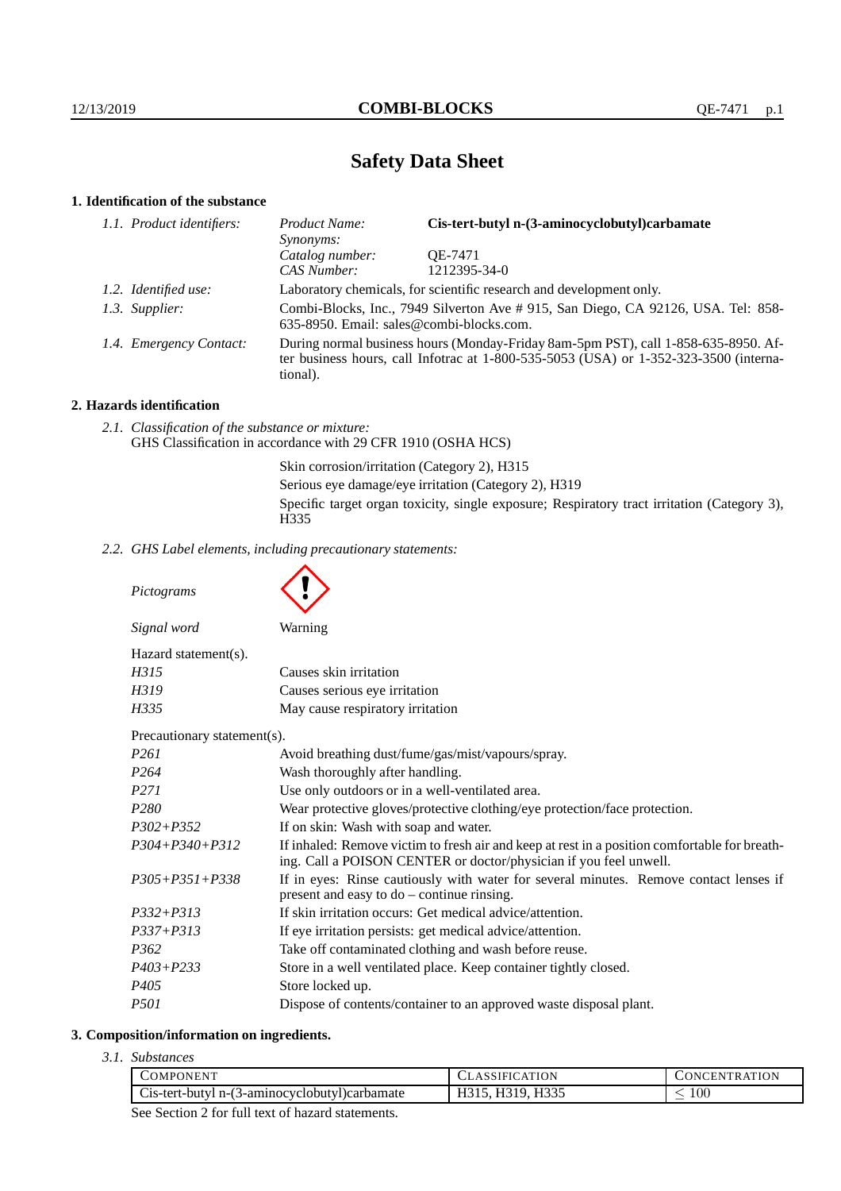# Safety Data Sheet

## 1. Identification of the substance

*1.1. Product identifiers:*

| | |
|---|---|
| *Product Name:* | **Cis-tert-butyl n-(3-aminocyclobutyl)carbamate** |
| *Synonyms:* | |
| *Catalog number:* | QE-7471 |
| *CAS Number:* | 1212395-34-0 |

*1.2. Identified use:* Laboratory chemicals, for scientific research and development only.

*1.3. Supplier:* Combi-Blocks, Inc., 7949 Silverton Ave # 915, San Diego, CA 92126, USA. Tel: 858-635-8950. Email: sales@combi-blocks.com.

*1.4. Emergency Contact:* During normal business hours (Monday-Friday 8am-5pm PST), call 1-858-635-8950. After business hours, call Infotrac at 1-800-535-5053 (USA) or 1-352-323-3500 (international).

## 2. Hazards identification

*2.1. Classification of the substance or mixture:*
GHS Classification in accordance with 29 CFR 1910 (OSHA HCS)

Skin corrosion/irritation (Category 2), H315
Serious eye damage/eye irritation (Category 2), H319
Specific target organ toxicity, single exposure; Respiratory tract irritation (Category 3), H335

*2.2. GHS Label elements, including precautionary statements:*

*Pictograms*

*Signal word* Warning

Hazard statement(s).

| | |
|---|---|
| *H315* | Causes skin irritation |
| *H319* | Causes serious eye irritation |
| *H335* | May cause respiratory irritation |

Precautionary statement(s).

| | |
|---|---|
| *P261* | Avoid breathing dust/fume/gas/mist/vapours/spray. |
| *P264* | Wash thoroughly after handling. |
| *P271* | Use only outdoors or in a well-ventilated area. |
| *P280* | Wear protective gloves/protective clothing/eye protection/face protection. |
| *P302+P352* | If on skin: Wash with soap and water. |
| *P304+P340+P312* | If inhaled: Remove victim to fresh air and keep at rest in a position comfortable for breathing. Call a POISON CENTER or doctor/physician if you feel unwell. |
| *P305+P351+P338* | If in eyes: Rinse cautiously with water for several minutes. Remove contact lenses if present and easy to do – continue rinsing. |
| *P332+P313* | If skin irritation occurs: Get medical advice/attention. |
| *P337+P313* | If eye irritation persists: get medical advice/attention. |
| *P362* | Take off contaminated clothing and wash before reuse. |
| *P403+P233* | Store in a well ventilated place. Keep container tightly closed. |
| *P405* | Store locked up. |
| *P501* | Dispose of contents/container to an approved waste disposal plant. |

## 3. Composition/information on ingredients.

*3.1. Substances*

| Component | Classification | Concentration |
|---|---|---|
| Cis-tert-butyl n-(3-aminocyclobutyl)carbamate | H315, H319, H335 | $\leq 100$ |

See Section 2 for full text of hazard statements.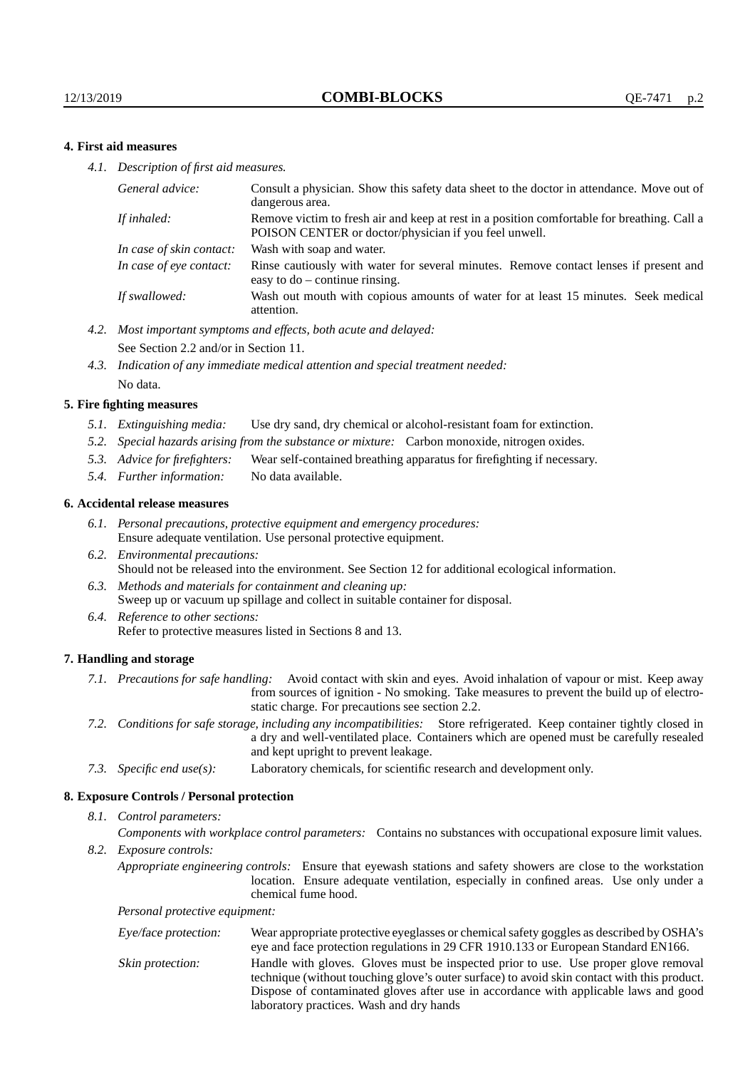## 4. First aid measures

*4.1. Description of first aid measures.*

| | |
|---|---|
| *General advice:* | Consult a physician. Show this safety data sheet to the doctor in attendance. Move out of dangerous area. |
| *If inhaled:* | Remove victim to fresh air and keep at rest in a position comfortable for breathing. Call a POISON CENTER or doctor/physician if you feel unwell. |
| *In case of skin contact:* | Wash with soap and water. |
| *In case of eye contact:* | Rinse cautiously with water for several minutes. Remove contact lenses if present and easy to do – continue rinsing. |
| *If swallowed:* | Wash out mouth with copious amounts of water for at least 15 minutes. Seek medical attention. |

*4.2. Most important symptoms and effects, both acute and delayed:*
See Section 2.2 and/or in Section 11.

*4.3. Indication of any immediate medical attention and special treatment needed:*
No data.

## 5. Fire fighting measures

*5.1. Extinguishing media:* Use dry sand, dry chemical or alcohol-resistant foam for extinction.

*5.2. Special hazards arising from the substance or mixture:* Carbon monoxide, nitrogen oxides.

*5.3. Advice for firefighters:* Wear self-contained breathing apparatus for firefighting if necessary.

*5.4. Further information:* No data available.

## 6. Accidental release measures

*6.1. Personal precautions, protective equipment and emergency procedures:*
Ensure adequate ventilation. Use personal protective equipment.

*6.2. Environmental precautions:*
Should not be released into the environment. See Section 12 for additional ecological information.

*6.3. Methods and materials for containment and cleaning up:*
Sweep up or vacuum up spillage and collect in suitable container for disposal.

*6.4. Reference to other sections:*
Refer to protective measures listed in Sections 8 and 13.

## 7. Handling and storage

*7.1. Precautions for safe handling:* Avoid contact with skin and eyes. Avoid inhalation of vapour or mist. Keep away from sources of ignition - No smoking. Take measures to prevent the build up of electrostatic charge. For precautions see section 2.2.

*7.2. Conditions for safe storage, including any incompatibilities:* Store refrigerated. Keep container tightly closed in a dry and well-ventilated place. Containers which are opened must be carefully resealed and kept upright to prevent leakage.

*7.3. Specific end use(s):* Laboratory chemicals, for scientific research and development only.

## 8. Exposure Controls / Personal protection

*8.1. Control parameters:*

*Components with workplace control parameters:* Contains no substances with occupational exposure limit values.

*8.2. Exposure controls:*

*Appropriate engineering controls:* Ensure that eyewash stations and safety showers are close to the workstation location. Ensure adequate ventilation, especially in confined areas. Use only under a chemical fume hood.

*Personal protective equipment:*

| | |
|---|---|
| *Eye/face protection:* | Wear appropriate protective eyeglasses or chemical safety goggles as described by OSHA's eye and face protection regulations in 29 CFR 1910.133 or European Standard EN166. |
| *Skin protection:* | Handle with gloves. Gloves must be inspected prior to use. Use proper glove removal technique (without touching glove's outer surface) to avoid skin contact with this product. Dispose of contaminated gloves after use in accordance with applicable laws and good laboratory practices. Wash and dry hands |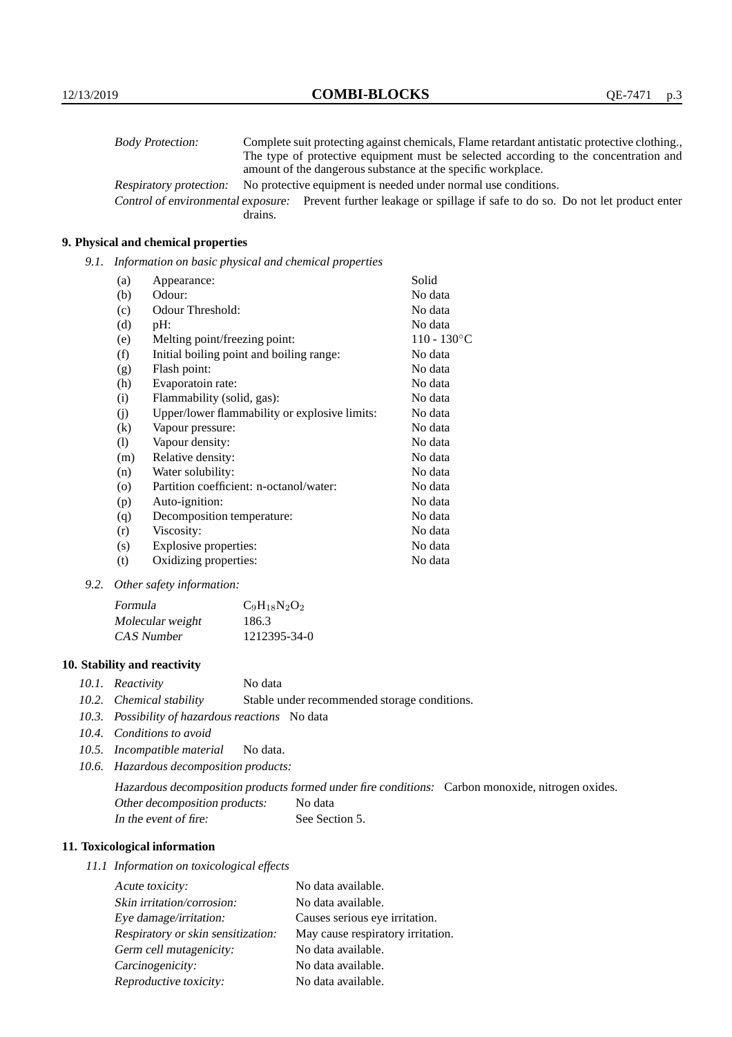| | |
|---|---|
| *Body Protection:* | Complete suit protecting against chemicals, Flame retardant antistatic protective clothing., The type of protective equipment must be selected according to the concentration and amount of the dangerous substance at the specific workplace. |
| *Respiratory protection:* | No protective equipment is needed under normal use conditions. |
| *Control of environmental exposure:* | Prevent further leakage or spillage if safe to do so. Do not let product enter drains. |

## 9. Physical and chemical properties

*9.1. Information on basic physical and chemical properties*

| | | |
|---|---|---|
| (a) | Appearance: | Solid |
| (b) | Odour: | No data |
| (c) | Odour Threshold: | No data |
| (d) | pH: | No data |
| (e) | Melting point/freezing point: | 110 - 130°C |
| (f) | Initial boiling point and boiling range: | No data |
| (g) | Flash point: | No data |
| (h) | Evaporatoin rate: | No data |
| (i) | Flammability (solid, gas): | No data |
| (j) | Upper/lower flammability or explosive limits: | No data |
| (k) | Vapour pressure: | No data |
| (l) | Vapour density: | No data |
| (m) | Relative density: | No data |
| (n) | Water solubility: | No data |
| (o) | Partition coefficient: n-octanol/water: | No data |
| (p) | Auto-ignition: | No data |
| (q) | Decomposition temperature: | No data |
| (r) | Viscosity: | No data |
| (s) | Explosive properties: | No data |
| (t) | Oxidizing properties: | No data |

*9.2. Other safety information:*

| | |
|---|---|
| *Formula* | $C_9H_{18}N_2O_2$ |
| *Molecular weight* | 186.3 |
| *CAS Number* | 1212395-34-0 |

## 10. Stability and reactivity

*10.1. Reactivity* No data

*10.2. Chemical stability* Stable under recommended storage conditions.

*10.3. Possibility of hazardous reactions* No data

*10.4. Conditions to avoid*

*10.5. Incompatible material* No data.

*10.6. Hazardous decomposition products:*

*Hazardous decomposition products formed under fire conditions:* Carbon monoxide, nitrogen oxides.

*Other decomposition products:* No data

*In the event of fire:* See Section 5.

## 11. Toxicological information

*11.1 Information on toxicological effects*

| | |
|---|---|
| *Acute toxicity:* | No data available. |
| *Skin irritation/corrosion:* | No data available. |
| *Eye damage/irritation:* | Causes serious eye irritation. |
| *Respiratory or skin sensitization:* | May cause respiratory irritation. |
| *Germ cell mutagenicity:* | No data available. |
| *Carcinogenicity:* | No data available. |
| *Reproductive toxicity:* | No data available. |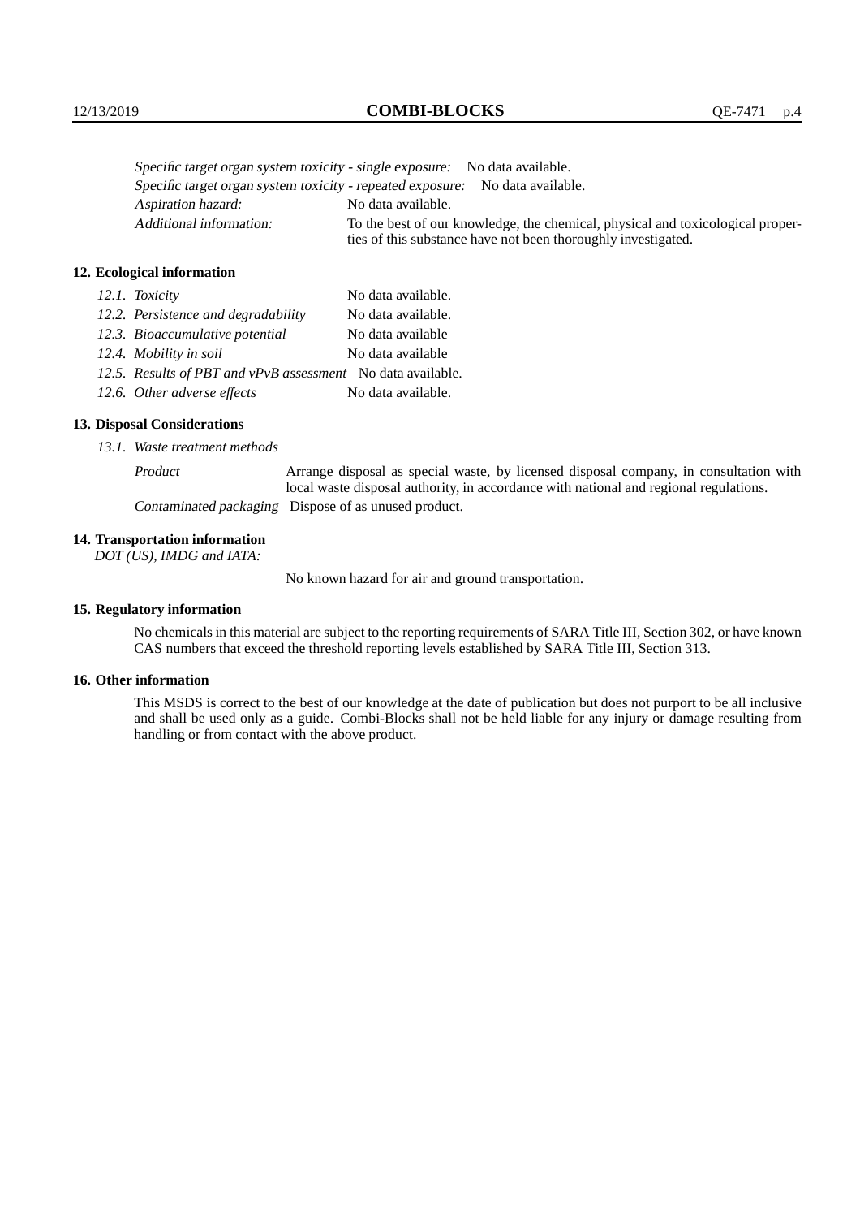*Specific target organ system toxicity - single exposure:* No data available.
*Specific target organ system toxicity - repeated exposure:* No data available.
*Aspiration hazard:* No data available.
*Additional information:* To the best of our knowledge, the chemical, physical and toxicological properties of this substance have not been thoroughly investigated.

## 12. Ecological information

| | |
|---|---|
| *12.1. Toxicity* | No data available. |
| *12.2. Persistence and degradability* | No data available. |
| *12.3. Bioaccumulative potential* | No data available |
| *12.4. Mobility in soil* | No data available |
| *12.5. Results of PBT and vPvB assessment* | No data available. |
| *12.6. Other adverse effects* | No data available. |

## 13. Disposal Considerations

*13.1. Waste treatment methods*

*Product* Arrange disposal as special waste, by licensed disposal company, in consultation with local waste disposal authority, in accordance with national and regional regulations.

*Contaminated packaging* Dispose of as unused product.

## 14. Transportation information

*DOT (US), IMDG and IATA:*

No known hazard for air and ground transportation.

## 15. Regulatory information

No chemicals in this material are subject to the reporting requirements of SARA Title III, Section 302, or have known CAS numbers that exceed the threshold reporting levels established by SARA Title III, Section 313.

## 16. Other information

This MSDS is correct to the best of our knowledge at the date of publication but does not purport to be all inclusive and shall be used only as a guide. Combi-Blocks shall not be held liable for any injury or damage resulting from handling or from contact with the above product.